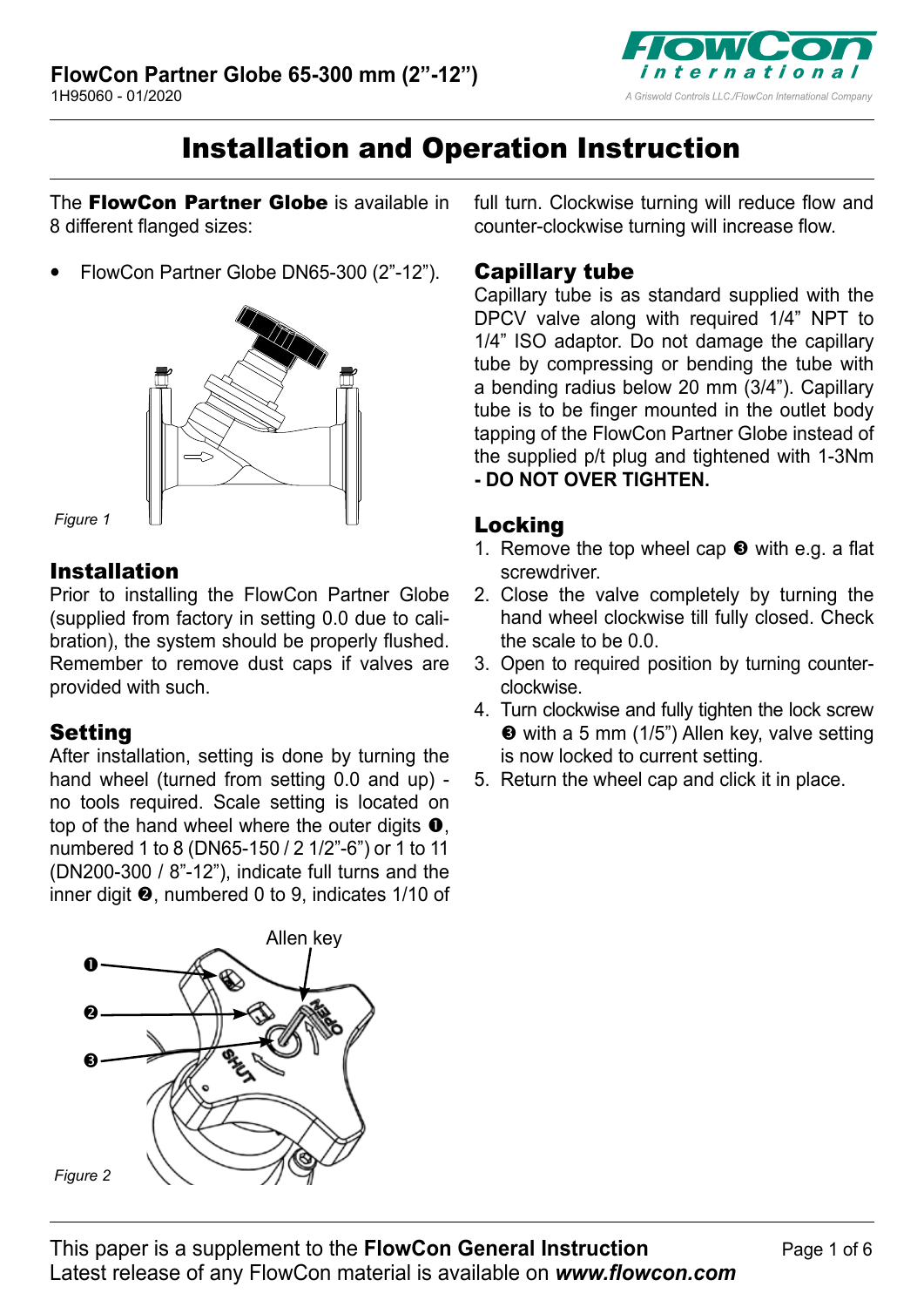# FlowCon Partner Globe 65-300 mm (2"-12")

1H95060 - 01/2020

## Installation and Operation Instruction

The **FlowCon Partner Globe** is available in 8 different flanged sizes:

- FlowCon Partner Globe DN65-300 (2"-12").

*Figure 1*

### Installation

Prior to installing the FlowCon Partner Globe (supplied from factory in setting 0.0 due to calibration), the system should be properly flushed. Remember to remove dust caps if valves are provided with such.

### Setting

After installation, setting is done by turning the hand wheel (turned from setting 0.0 and up) - no tools required. Scale setting is located on top of the hand wheel where the outer digits ❶, numbered 1 to 8 (DN65-150 / 2 1/2"-6") or 1 to 11 (DN200-300 / 8"-12"), indicate full turns and the inner digit ❷, numbered 0 to 9, indicates 1/10 of full turn. Clockwise turning will reduce flow and counter-clockwise turning will increase flow.

Allen key

*Figure 2*

### Capillary tube

Capillary tube is as standard supplied with the DPCV valve along with required 1/4" NPT to 1/4" ISO adaptor. Do not damage the capillary tube by compressing or bending the tube with a bending radius below 20 mm (3/4"). Capillary tube is to be finger mounted in the outlet body tapping of the FlowCon Partner Globe instead of the supplied p/t plug and tightened with 1-3Nm **- DO NOT OVER TIGHTEN.**

### Locking

1. Remove the top wheel cap ❸ with e.g. a flat screwdriver.
2. Close the valve completely by turning the hand wheel clockwise till fully closed. Check the scale to be 0.0.
3. Open to required position by turning counter-clockwise.
4. Turn clockwise and fully tighten the lock screw ❸ with a 5 mm (1/5") Allen key, valve setting is now locked to current setting.
5. Return the wheel cap and click it in place.

This paper is a supplement to the **FlowCon General Instruction**
Latest release of any FlowCon material is available on ***www.flowcon.com***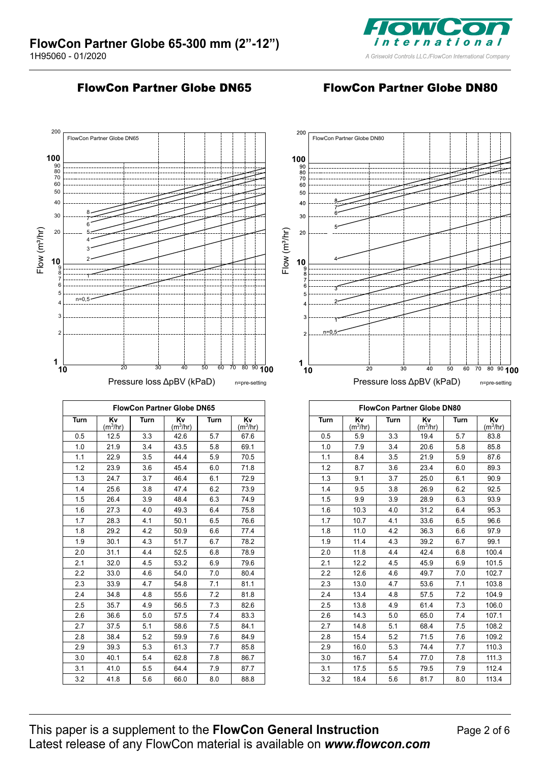## FlowCon Partner Globe DN65

## FlowCon Partner Globe DN80

| FlowCon Partner Globe DN65 | | | | | |
|---|---|---|---|---|---|
| Turn | Kv ($m^3/hr$) | Turn | Kv ($m^3/hr$) | Turn | Kv ($m^3/hr$) |
| 0.5 | 12.5 | 3.3 | 42.6 | 5.7 | 67.6 |
| 1.0 | 21.9 | 3.4 | 43.5 | 5.8 | 69.1 |
| 1.1 | 22.9 | 3.5 | 44.4 | 5.9 | 70.5 |
| 1.2 | 23.9 | 3.6 | 45.4 | 6.0 | 71.8 |
| 1.3 | 24.7 | 3.7 | 46.4 | 6.1 | 72.9 |
| 1.4 | 25.6 | 3.8 | 47.4 | 6.2 | 73.9 |
| 1.5 | 26.4 | 3.9 | 48.4 | 6.3 | 74.9 |
| 1.6 | 27.3 | 4.0 | 49.3 | 6.4 | 75.8 |
| 1.7 | 28.3 | 4.1 | 50.1 | 6.5 | 76.6 |
| 1.8 | 29.2 | 4.2 | 50.9 | 6.6 | 77.4 |
| 1.9 | 30.1 | 4.3 | 51.7 | 6.7 | 78.2 |
| 2.0 | 31.1 | 4.4 | 52.5 | 6.8 | 78.9 |
| 2.1 | 32.0 | 4.5 | 53.2 | 6.9 | 79.6 |
| 2.2 | 33.0 | 4.6 | 54.0 | 7.0 | 80.4 |
| 2.3 | 33.9 | 4.7 | 54.8 | 7.1 | 81.1 |
| 2.4 | 34.8 | 4.8 | 55.6 | 7.2 | 81.8 |
| 2.5 | 35.7 | 4.9 | 56.5 | 7.3 | 82.6 |
| 2.6 | 36.6 | 5.0 | 57.5 | 7.4 | 83.3 |
| 2.7 | 37.5 | 5.1 | 58.6 | 7.5 | 84.1 |
| 2.8 | 38.4 | 5.2 | 59.9 | 7.6 | 84.9 |
| 2.9 | 39.3 | 5.3 | 61.3 | 7.7 | 85.8 |
| 3.0 | 40.1 | 5.4 | 62.8 | 7.8 | 86.7 |
| 3.1 | 41.0 | 5.5 | 64.4 | 7.9 | 87.7 |
| 3.2 | 41.8 | 5.6 | 66.0 | 8.0 | 88.8 |

| FlowCon Partner Globe DN80 | | | | | |
|---|---|---|---|---|---|
| Turn | Kv ($m^3/hr$) | Turn | Kv ($m^3/hr$) | Turn | Kv ($m^3/hr$) |
| 0.5 | 5.9 | 3.3 | 19.4 | 5.7 | 83.8 |
| 1.0 | 7.9 | 3.4 | 20.6 | 5.8 | 85.8 |
| 1.1 | 8.4 | 3.5 | 21.9 | 5.9 | 87.6 |
| 1.2 | 8.7 | 3.6 | 23.4 | 6.0 | 89.3 |
| 1.3 | 9.1 | 3.7 | 25.0 | 6.1 | 90.9 |
| 1.4 | 9.5 | 3.8 | 26.9 | 6.2 | 92.5 |
| 1.5 | 9.9 | 3.9 | 28.9 | 6.3 | 93.9 |
| 1.6 | 10.3 | 4.0 | 31.2 | 6.4 | 95.3 |
| 1.7 | 10.7 | 4.1 | 33.6 | 6.5 | 96.6 |
| 1.8 | 11.0 | 4.2 | 36.3 | 6.6 | 97.9 |
| 1.9 | 11.4 | 4.3 | 39.2 | 6.7 | 99.1 |
| 2.0 | 11.8 | 4.4 | 42.4 | 6.8 | 100.4 |
| 2.1 | 12.2 | 4.5 | 45.9 | 6.9 | 101.5 |
| 2.2 | 12.6 | 4.6 | 49.7 | 7.0 | 102.7 |
| 2.3 | 13.0 | 4.7 | 53.6 | 7.1 | 103.8 |
| 2.4 | 13.4 | 4.8 | 57.5 | 7.2 | 104.9 |
| 2.5 | 13.8 | 4.9 | 61.4 | 7.3 | 106.0 |
| 2.6 | 14.3 | 5.0 | 65.0 | 7.4 | 107.1 |
| 2.7 | 14.8 | 5.1 | 68.4 | 7.5 | 108.2 |
| 2.8 | 15.4 | 5.2 | 71.5 | 7.6 | 109.2 |
| 2.9 | 16.0 | 5.3 | 74.4 | 7.7 | 110.3 |
| 3.0 | 16.7 | 5.4 | 77.0 | 7.8 | 111.3 |
| 3.1 | 17.5 | 5.5 | 79.5 | 7.9 | 112.4 |
| 3.2 | 18.4 | 5.6 | 81.7 | 8.0 | 113.4 |

This paper is a supplement to the **FlowCon General Instruction**
Latest release of any FlowCon material is available on ***www.flowcon.com***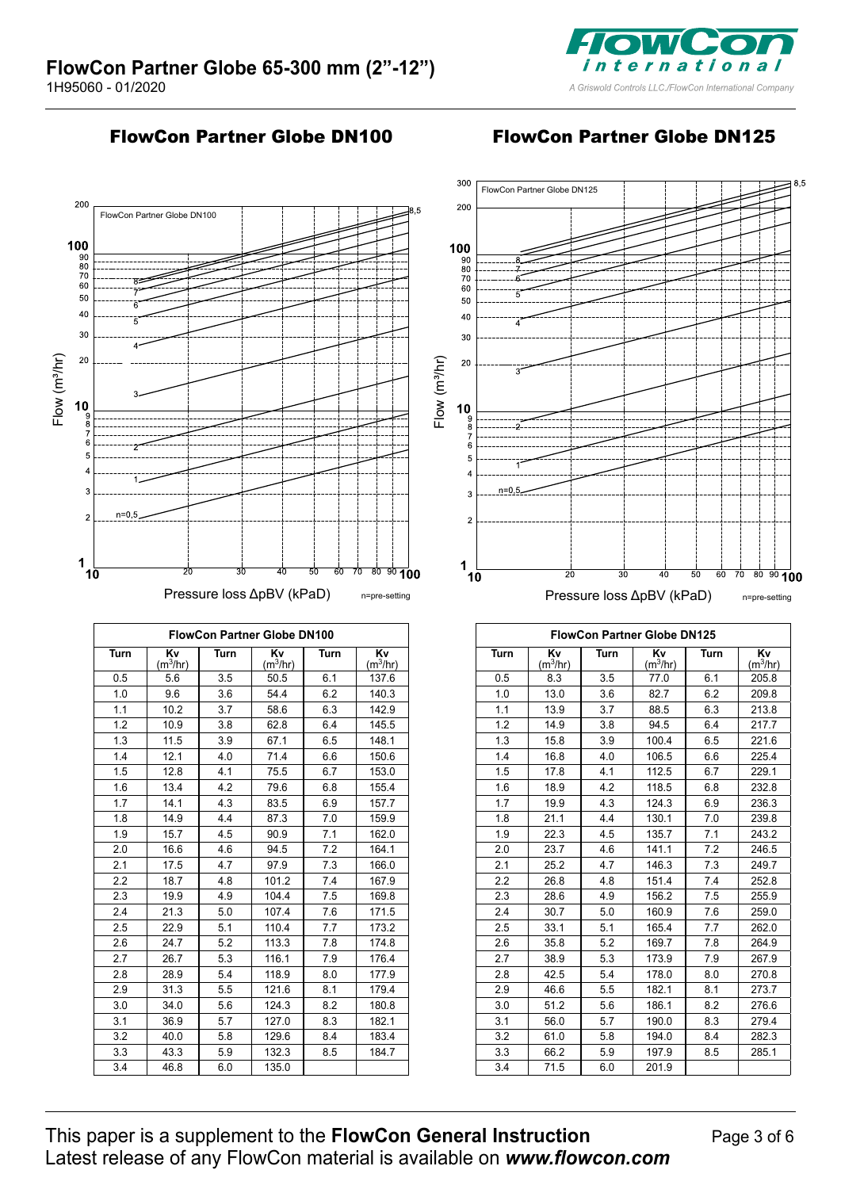## FlowCon Partner Globe DN100

| FlowCon Partner Globe DN100 | | | | | |
|---|---|---|---|---|---|
| Turn | Kv ($m^3$/hr) | Turn | Kv ($m^3$/hr) | Turn | Kv ($m^3$/hr) |
| 0.5 | 5.6 | 3.5 | 50.5 | 6.1 | 137.6 |
| 1.0 | 9.6 | 3.6 | 54.4 | 6.2 | 140.3 |
| 1.1 | 10.2 | 3.7 | 58.6 | 6.3 | 142.9 |
| 1.2 | 10.9 | 3.8 | 62.8 | 6.4 | 145.5 |
| 1.3 | 11.5 | 3.9 | 67.1 | 6.5 | 148.1 |
| 1.4 | 12.1 | 4.0 | 71.4 | 6.6 | 150.6 |
| 1.5 | 12.8 | 4.1 | 75.5 | 6.7 | 153.0 |
| 1.6 | 13.4 | 4.2 | 79.6 | 6.8 | 155.4 |
| 1.7 | 14.1 | 4.3 | 83.5 | 6.9 | 157.7 |
| 1.8 | 14.9 | 4.4 | 87.3 | 7.0 | 159.9 |
| 1.9 | 15.7 | 4.5 | 90.9 | 7.1 | 162.0 |
| 2.0 | 16.6 | 4.6 | 94.5 | 7.2 | 164.1 |
| 2.1 | 17.5 | 4.7 | 97.9 | 7.3 | 166.0 |
| 2.2 | 18.7 | 4.8 | 101.2 | 7.4 | 167.9 |
| 2.3 | 19.9 | 4.9 | 104.4 | 7.5 | 169.8 |
| 2.4 | 21.3 | 5.0 | 107.4 | 7.6 | 171.5 |
| 2.5 | 22.9 | 5.1 | 110.4 | 7.7 | 173.2 |
| 2.6 | 24.7 | 5.2 | 113.3 | 7.8 | 174.8 |
| 2.7 | 26.7 | 5.3 | 116.1 | 7.9 | 176.4 |
| 2.8 | 28.9 | 5.4 | 118.9 | 8.0 | 177.9 |
| 2.9 | 31.3 | 5.5 | 121.6 | 8.1 | 179.4 |
| 3.0 | 34.0 | 5.6 | 124.3 | 8.2 | 180.8 |
| 3.1 | 36.9 | 5.7 | 127.0 | 8.3 | 182.1 |
| 3.2 | 40.0 | 5.8 | 129.6 | 8.4 | 183.4 |
| 3.3 | 43.3 | 5.9 | 132.3 | 8.5 | 184.7 |
| 3.4 | 46.8 | 6.0 | 135.0 | | |

## FlowCon Partner Globe DN125

| FlowCon Partner Globe DN125 | | | | | |
|---|---|---|---|---|---|
| Turn | Kv ($m^3$/hr) | Turn | Kv ($m^3$/hr) | Turn | Kv ($m^3$/hr) |
| 0.5 | 8.3 | 3.5 | 77.0 | 6.1 | 205.8 |
| 1.0 | 13.0 | 3.6 | 82.7 | 6.2 | 209.8 |
| 1.1 | 13.9 | 3.7 | 88.5 | 6.3 | 213.8 |
| 1.2 | 14.9 | 3.8 | 94.5 | 6.4 | 217.7 |
| 1.3 | 15.8 | 3.9 | 100.4 | 6.5 | 221.6 |
| 1.4 | 16.8 | 4.0 | 106.5 | 6.6 | 225.4 |
| 1.5 | 17.8 | 4.1 | 112.5 | 6.7 | 229.1 |
| 1.6 | 18.9 | 4.2 | 118.5 | 6.8 | 232.8 |
| 1.7 | 19.9 | 4.3 | 124.3 | 6.9 | 236.3 |
| 1.8 | 21.1 | 4.4 | 130.1 | 7.0 | 239.8 |
| 1.9 | 22.3 | 4.5 | 135.7 | 7.1 | 243.2 |
| 2.0 | 23.7 | 4.6 | 141.1 | 7.2 | 246.5 |
| 2.1 | 25.2 | 4.7 | 146.3 | 7.3 | 249.7 |
| 2.2 | 26.8 | 4.8 | 151.4 | 7.4 | 252.8 |
| 2.3 | 28.6 | 4.9 | 156.2 | 7.5 | 255.9 |
| 2.4 | 30.7 | 5.0 | 160.9 | 7.6 | 259.0 |
| 2.5 | 33.1 | 5.1 | 165.4 | 7.7 | 262.0 |
| 2.6 | 35.8 | 5.2 | 169.7 | 7.8 | 264.9 |
| 2.7 | 38.9 | 5.3 | 173.9 | 7.9 | 267.9 |
| 2.8 | 42.5 | 5.4 | 178.0 | 8.0 | 270.8 |
| 2.9 | 46.6 | 5.5 | 182.1 | 8.1 | 273.7 |
| 3.0 | 51.2 | 5.6 | 186.1 | 8.2 | 276.6 |
| 3.1 | 56.0 | 5.7 | 190.0 | 8.3 | 279.4 |
| 3.2 | 61.0 | 5.8 | 194.0 | 8.4 | 282.3 |
| 3.3 | 66.2 | 5.9 | 197.9 | 8.5 | 285.1 |
| 3.4 | 71.5 | 6.0 | 201.9 | | |

This paper is a supplement to the **FlowCon General Instruction**
Latest release of any FlowCon material is available on ***www.flowcon.com***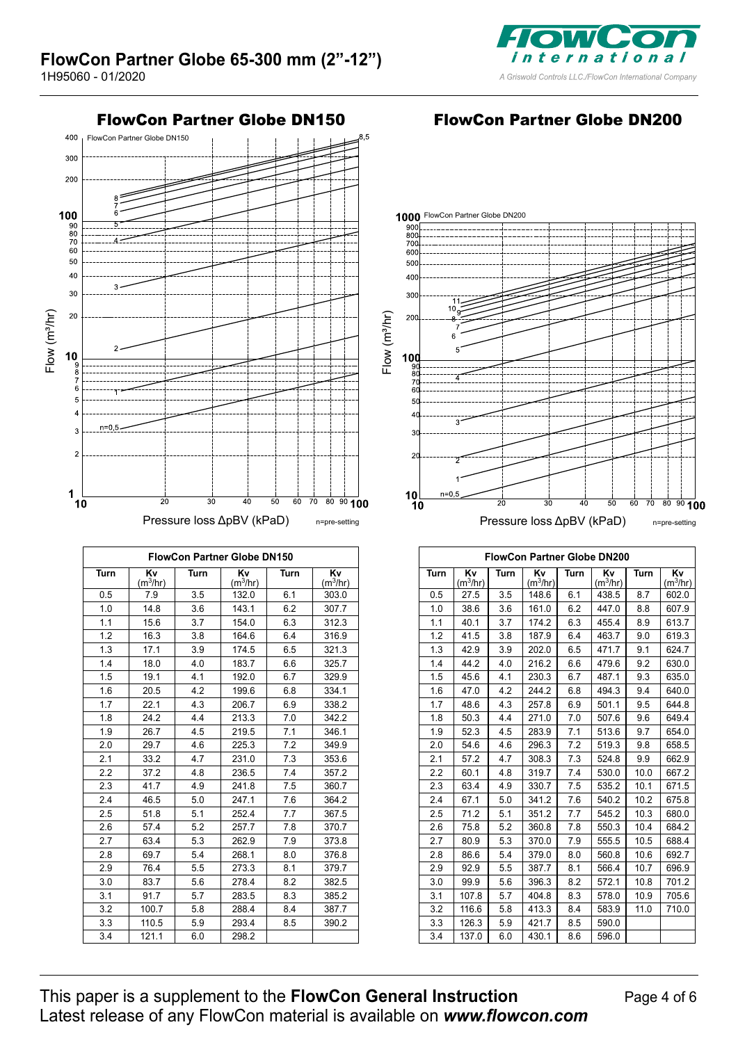## FlowCon Partner Globe DN150

FlowCon Partner Globe DN150

Flow ($m^3$/hr)

Pressure loss ΔpBV (kPaD)

n=pre-setting

## FlowCon Partner Globe DN200

FlowCon Partner Globe DN200

Flow ($m^3$/hr)

Pressure loss ΔpBV (kPaD)

n=pre-setting

| FlowCon Partner Globe DN150 | | | | | |
|---|---|---|---|---|---|
| Turn | Kv ($m^3$/hr) | Turn | Kv ($m^3$/hr) | Turn | Kv ($m^3$/hr) |
| 0.5 | 7.9 | 3.5 | 132.0 | 6.1 | 303.0 |
| 1.0 | 14.8 | 3.6 | 143.1 | 6.2 | 307.7 |
| 1.1 | 15.6 | 3.7 | 154.0 | 6.3 | 312.3 |
| 1.2 | 16.3 | 3.8 | 164.6 | 6.4 | 316.9 |
| 1.3 | 17.1 | 3.9 | 174.5 | 6.5 | 321.3 |
| 1.4 | 18.0 | 4.0 | 183.7 | 6.6 | 325.7 |
| 1.5 | 19.1 | 4.1 | 192.0 | 6.7 | 329.9 |
| 1.6 | 20.5 | 4.2 | 199.6 | 6.8 | 334.1 |
| 1.7 | 22.1 | 4.3 | 206.7 | 6.9 | 338.2 |
| 1.8 | 24.2 | 4.4 | 213.3 | 7.0 | 342.2 |
| 1.9 | 26.7 | 4.5 | 219.5 | 7.1 | 346.1 |
| 2.0 | 29.7 | 4.6 | 225.3 | 7.2 | 349.9 |
| 2.1 | 33.2 | 4.7 | 231.0 | 7.3 | 353.6 |
| 2.2 | 37.2 | 4.8 | 236.5 | 7.4 | 357.2 |
| 2.3 | 41.7 | 4.9 | 241.8 | 7.5 | 360.7 |
| 2.4 | 46.5 | 5.0 | 247.1 | 7.6 | 364.2 |
| 2.5 | 51.8 | 5.1 | 252.4 | 7.7 | 367.5 |
| 2.6 | 57.4 | 5.2 | 257.7 | 7.8 | 370.7 |
| 2.7 | 63.4 | 5.3 | 262.9 | 7.9 | 373.8 |
| 2.8 | 69.7 | 5.4 | 268.1 | 8.0 | 376.8 |
| 2.9 | 76.4 | 5.5 | 273.3 | 8.1 | 379.7 |
| 3.0 | 83.7 | 5.6 | 278.4 | 8.2 | 382.5 |
| 3.1 | 91.7 | 5.7 | 283.5 | 8.3 | 385.2 |
| 3.2 | 100.7 | 5.8 | 288.4 | 8.4 | 387.7 |
| 3.3 | 110.5 | 5.9 | 293.4 | 8.5 | 390.2 |
| 3.4 | 121.1 | 6.0 | 298.2 | | |

| FlowCon Partner Globe DN200 | | | | | | | |
|---|---|---|---|---|---|---|---|
| Turn | Kv ($m^3$/hr) | Turn | Kv ($m^3$/hr) | Turn | Kv ($m^3$/hr) | Turn | Kv ($m^3$/hr) |
| 0.5 | 27.5 | 3.5 | 148.6 | 6.1 | 438.5 | 8.7 | 602.0 |
| 1.0 | 38.6 | 3.6 | 161.0 | 6.2 | 447.0 | 8.8 | 607.9 |
| 1.1 | 40.1 | 3.7 | 174.2 | 6.3 | 455.4 | 8.9 | 613.7 |
| 1.2 | 41.5 | 3.8 | 187.9 | 6.4 | 463.7 | 9.0 | 619.3 |
| 1.3 | 42.9 | 3.9 | 202.0 | 6.5 | 471.7 | 9.1 | 624.7 |
| 1.4 | 44.2 | 4.0 | 216.2 | 6.6 | 479.6 | 9.2 | 630.0 |
| 1.5 | 45.6 | 4.1 | 230.3 | 6.7 | 487.1 | 9.3 | 635.0 |
| 1.6 | 47.0 | 4.2 | 244.2 | 6.8 | 494.3 | 9.4 | 640.0 |
| 1.7 | 48.6 | 4.3 | 257.8 | 6.9 | 501.1 | 9.5 | 644.8 |
| 1.8 | 50.3 | 4.4 | 271.0 | 7.0 | 507.6 | 9.6 | 649.4 |
| 1.9 | 52.3 | 4.5 | 283.9 | 7.1 | 513.6 | 9.7 | 654.0 |
| 2.0 | 54.6 | 4.6 | 296.3 | 7.2 | 519.3 | 9.8 | 658.5 |
| 2.1 | 57.2 | 4.7 | 308.3 | 7.3 | 524.8 | 9.9 | 662.9 |
| 2.2 | 60.1 | 4.8 | 319.7 | 7.4 | 530.0 | 10.0 | 667.2 |
| 2.3 | 63.4 | 4.9 | 330.7 | 7.5 | 535.2 | 10.1 | 671.5 |
| 2.4 | 67.1 | 5.0 | 341.2 | 7.6 | 540.2 | 10.2 | 675.8 |
| 2.5 | 71.2 | 5.1 | 351.2 | 7.7 | 545.2 | 10.3 | 680.0 |
| 2.6 | 75.8 | 5.2 | 360.8 | 7.8 | 550.3 | 10.4 | 684.2 |
| 2.7 | 80.9 | 5.3 | 370.0 | 7.9 | 555.5 | 10.5 | 688.4 |
| 2.8 | 86.6 | 5.4 | 379.0 | 8.0 | 560.8 | 10.6 | 692.7 |
| 2.9 | 92.9 | 5.5 | 387.7 | 8.1 | 566.4 | 10.7 | 696.9 |
| 3.0 | 99.9 | 5.6 | 396.3 | 8.2 | 572.1 | 10.8 | 701.2 |
| 3.1 | 107.8 | 5.7 | 404.8 | 8.3 | 578.0 | 10.9 | 705.6 |
| 3.2 | 116.6 | 5.8 | 413.3 | 8.4 | 583.9 | 11.0 | 710.0 |
| 3.3 | 126.3 | 5.9 | 421.7 | 8.5 | 590.0 | | |
| 3.4 | 137.0 | 6.0 | 430.1 | 8.6 | 596.0 | | |

This paper is a supplement to the **FlowCon General Instruction**
Latest release of any FlowCon material is available on ***www.flowcon.com***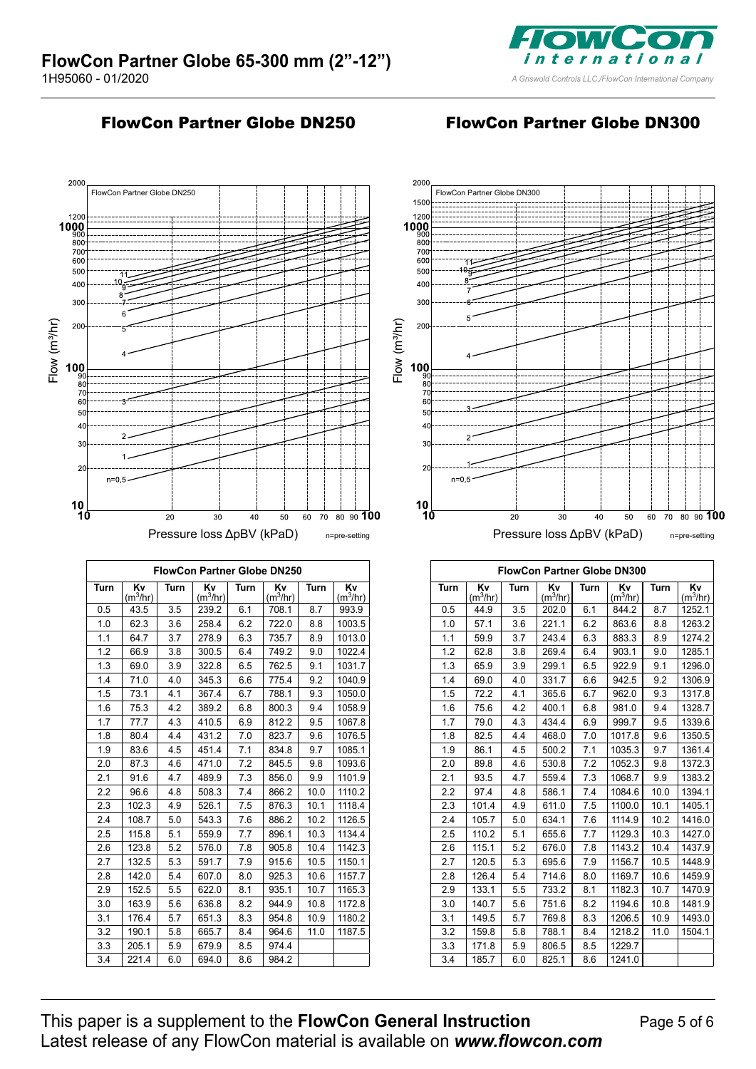## FlowCon Partner Globe DN250

FlowCon Partner Globe DN250

Flow (m³/hr)

Pressure loss ΔpBV (kPaD)

n=pre-setting

| FlowCon Partner Globe DN250 | | | | | | | |
|---|---|---|---|---|---|---|---|
| Turn | Kv ($m^3$/hr) | Turn | Kv ($m^3$/hr) | Turn | Kv ($m^3$/hr) | Turn | Kv ($m^3$/hr) |
| 0.5 | 43.5 | 3.5 | 239.2 | 6.1 | 708.1 | 8.7 | 993.9 |
| 1.0 | 62.3 | 3.6 | 258.4 | 6.2 | 722.0 | 8.8 | 1003.5 |
| 1.1 | 64.7 | 3.7 | 278.9 | 6.3 | 735.7 | 8.9 | 1013.0 |
| 1.2 | 66.9 | 3.8 | 300.5 | 6.4 | 749.2 | 9.0 | 1022.4 |
| 1.3 | 69.0 | 3.9 | 322.8 | 6.5 | 762.5 | 9.1 | 1031.7 |
| 1.4 | 71.0 | 4.0 | 345.3 | 6.6 | 775.4 | 9.2 | 1040.9 |
| 1.5 | 73.1 | 4.1 | 367.4 | 6.7 | 788.1 | 9.3 | 1050.0 |
| 1.6 | 75.3 | 4.2 | 389.2 | 6.8 | 800.3 | 9.4 | 1058.9 |
| 1.7 | 77.7 | 4.3 | 410.5 | 6.9 | 812.2 | 9.5 | 1067.8 |
| 1.8 | 80.4 | 4.4 | 431.2 | 7.0 | 823.7 | 9.6 | 1076.5 |
| 1.9 | 83.6 | 4.5 | 451.4 | 7.1 | 834.8 | 9.7 | 1085.1 |
| 2.0 | 87.3 | 4.6 | 471.0 | 7.2 | 845.5 | 9.8 | 1093.6 |
| 2.1 | 91.6 | 4.7 | 489.9 | 7.3 | 856.0 | 9.9 | 1101.9 |
| 2.2 | 96.6 | 4.8 | 508.3 | 7.4 | 866.2 | 10.0 | 1110.2 |
| 2.3 | 102.3 | 4.9 | 526.1 | 7.5 | 876.3 | 10.1 | 1118.4 |
| 2.4 | 108.7 | 5.0 | 543.3 | 7.6 | 886.2 | 10.2 | 1126.5 |
| 2.5 | 115.8 | 5.1 | 559.9 | 7.7 | 896.1 | 10.3 | 1134.4 |
| 2.6 | 123.8 | 5.2 | 576.0 | 7.8 | 905.8 | 10.4 | 1142.3 |
| 2.7 | 132.5 | 5.3 | 591.7 | 7.9 | 915.6 | 10.5 | 1150.1 |
| 2.8 | 142.0 | 5.4 | 607.0 | 8.0 | 925.3 | 10.6 | 1157.7 |
| 2.9 | 152.5 | 5.5 | 622.0 | 8.1 | 935.1 | 10.7 | 1165.3 |
| 3.0 | 163.9 | 5.6 | 636.8 | 8.2 | 944.9 | 10.8 | 1172.8 |
| 3.1 | 176.4 | 5.7 | 651.3 | 8.3 | 954.8 | 10.9 | 1180.2 |
| 3.2 | 190.1 | 5.8 | 665.7 | 8.4 | 964.6 | 11.0 | 1187.5 |
| 3.3 | 205.1 | 5.9 | 679.9 | 8.5 | 974.4 | | |
| 3.4 | 221.4 | 6.0 | 694.0 | 8.6 | 984.2 | | |

## FlowCon Partner Globe DN300

FlowCon Partner Globe DN300

Flow (m³/hr)

Pressure loss ΔpBV (kPaD)

n=pre-setting

| FlowCon Partner Globe DN300 | | | | | | | |
|---|---|---|---|---|---|---|---|
| Turn | Kv ($m^3$/hr) | Turn | Kv ($m^3$/hr) | Turn | Kv ($m^3$/hr) | Turn | Kv ($m^3$/hr) |
| 0.5 | 44.9 | 3.5 | 202.0 | 6.1 | 844.2 | 8.7 | 1252.1 |
| 1.0 | 57.1 | 3.6 | 221.1 | 6.2 | 863.6 | 8.8 | 1263.2 |
| 1.1 | 59.9 | 3.7 | 243.4 | 6.3 | 883.3 | 8.9 | 1274.2 |
| 1.2 | 62.8 | 3.8 | 269.4 | 6.4 | 903.1 | 9.0 | 1285.1 |
| 1.3 | 65.9 | 3.9 | 299.1 | 6.5 | 922.9 | 9.1 | 1296.0 |
| 1.4 | 69.0 | 4.0 | 331.7 | 6.6 | 942.5 | 9.2 | 1306.9 |
| 1.5 | 72.2 | 4.1 | 365.6 | 6.7 | 962.0 | 9.3 | 1317.8 |
| 1.6 | 75.6 | 4.2 | 400.1 | 6.8 | 981.0 | 9.4 | 1328.7 |
| 1.7 | 79.0 | 4.3 | 434.4 | 6.9 | 999.7 | 9.5 | 1339.6 |
| 1.8 | 82.5 | 4.4 | 468.0 | 7.0 | 1017.8 | 9.6 | 1350.5 |
| 1.9 | 86.1 | 4.5 | 500.2 | 7.1 | 1035.3 | 9.7 | 1361.4 |
| 2.0 | 89.8 | 4.6 | 530.8 | 7.2 | 1052.3 | 9.8 | 1372.3 |
| 2.1 | 93.5 | 4.7 | 559.4 | 7.3 | 1068.7 | 9.9 | 1383.2 |
| 2.2 | 97.4 | 4.8 | 586.1 | 7.4 | 1084.6 | 10.0 | 1394.1 |
| 2.3 | 101.4 | 4.9 | 611.0 | 7.5 | 1100.0 | 10.1 | 1405.1 |
| 2.4 | 105.7 | 5.0 | 634.1 | 7.6 | 1114.9 | 10.2 | 1416.0 |
| 2.5 | 110.2 | 5.1 | 655.6 | 7.7 | 1129.3 | 10.3 | 1427.0 |
| 2.6 | 115.1 | 5.2 | 676.0 | 7.8 | 1143.2 | 10.4 | 1437.9 |
| 2.7 | 120.5 | 5.3 | 695.6 | 7.9 | 1156.7 | 10.5 | 1448.9 |
| 2.8 | 126.4 | 5.4 | 714.6 | 8.0 | 1169.7 | 10.6 | 1459.9 |
| 2.9 | 133.1 | 5.5 | 733.2 | 8.1 | 1182.3 | 10.7 | 1470.9 |
| 3.0 | 140.7 | 5.6 | 751.6 | 8.2 | 1194.6 | 10.8 | 1481.9 |
| 3.1 | 149.5 | 5.7 | 769.8 | 8.3 | 1206.5 | 10.9 | 1493.0 |
| 3.2 | 159.8 | 5.8 | 788.1 | 8.4 | 1218.2 | 11.0 | 1504.1 |
| 3.3 | 171.8 | 5.9 | 806.5 | 8.5 | 1229.7 | | |
| 3.4 | 185.7 | 6.0 | 825.1 | 8.6 | 1241.0 | | |

This paper is a supplement to the **FlowCon General Instruction**
Latest release of any FlowCon material is available on ***www.flowcon.com***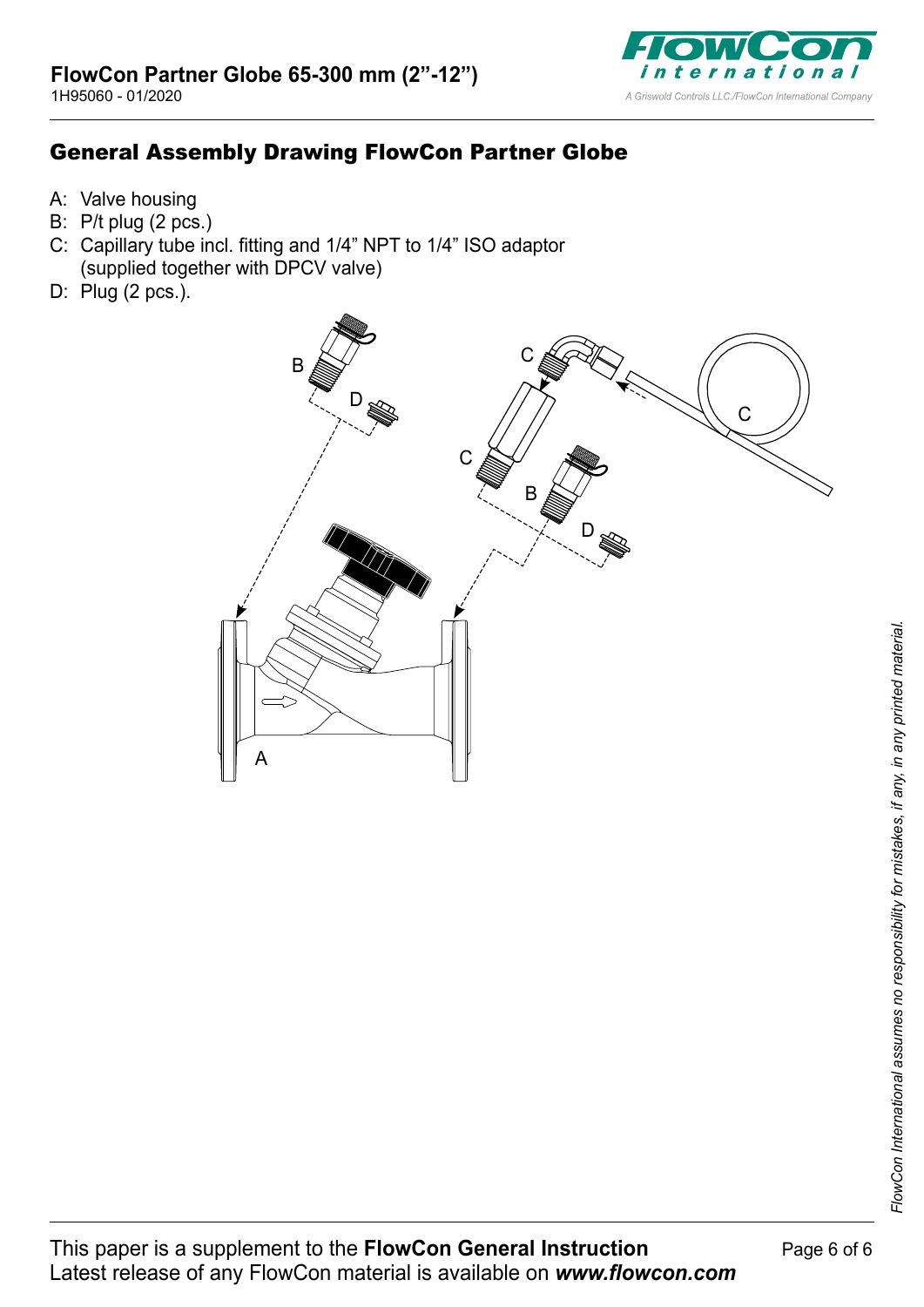## General Assembly Drawing FlowCon Partner Globe

A: Valve housing
B: P/t plug (2 pcs.)
C: Capillary tube incl. fitting and 1/4” NPT to 1/4” ISO adaptor (supplied together with DPCV valve)
D: Plug (2 pcs.).

B
D
C
C
C
B
D
A

This paper is a supplement to the **FlowCon General Instruction**
Latest release of any FlowCon material is available on ***www.flowcon.com***

*FlowCon International assumes no responsibility for mistakes, if any, in any printed material.*